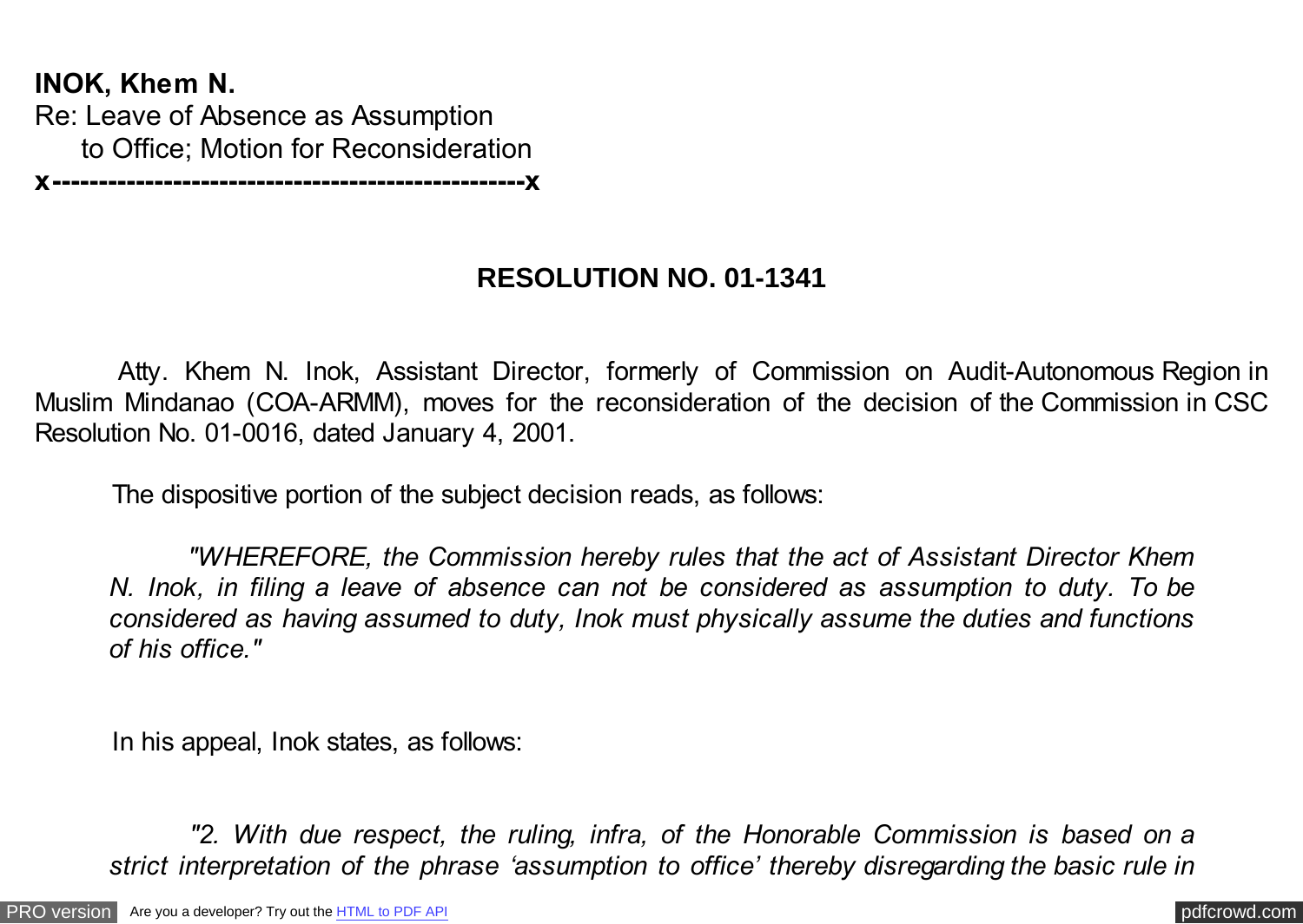**INOK, Khem N.**
Re: Leave of Absence as Assumption
to Office; Motion for Reconsideration
**x---------------------------------------------------x**

## RESOLUTION NO. 01-1341

Atty. Khem N. Inok, Assistant Director, formerly of Commission on Audit-Autonomous Region in Muslim Mindanao (COA-ARMM), moves for the reconsideration of the decision of the Commission in CSC Resolution No. 01-0016, dated January 4, 2001.

The dispositive portion of the subject decision reads, as follows:

> *"WHEREFORE, the Commission hereby rules that the act of Assistant Director Khem N. Inok, in filing a leave of absence can not be considered as assumption to duty. To be considered as having assumed to duty, Inok must physically assume the duties and functions of his office."*

In his appeal, Inok states, as follows:

> *"2. With due respect, the ruling, infra, of the Honorable Commission is based on a strict interpretation of the phrase 'assumption to office' thereby disregarding the basic rule in*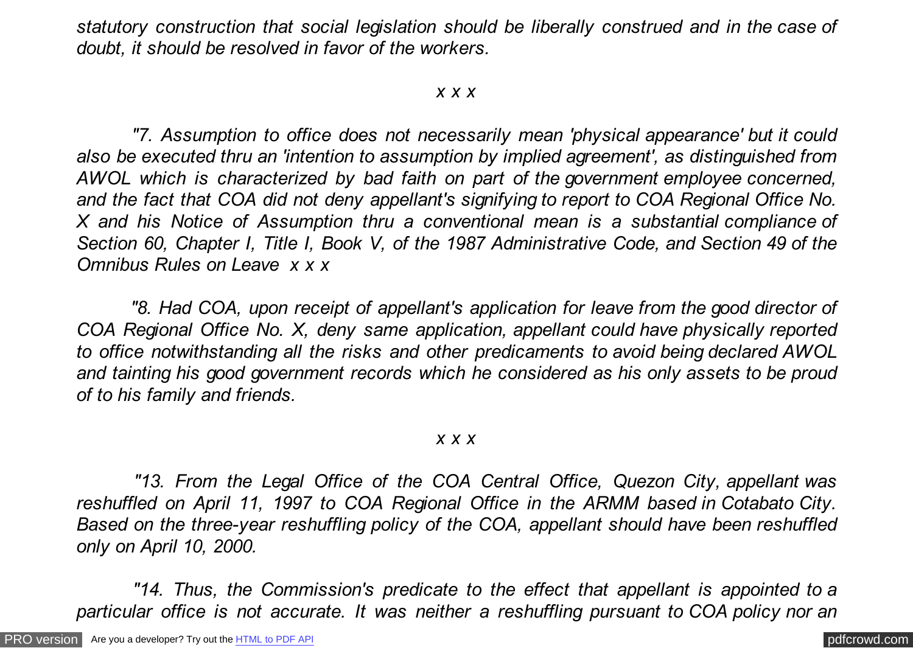*statutory construction that social legislation should be liberally construed and in the case of doubt, it should be resolved in favor of the workers.*

*x x x*

*"7. Assumption to office does not necessarily mean 'physical appearance' but it could also be executed thru an 'intention to assumption by implied agreement', as distinguished from AWOL which is characterized by bad faith on part of the government employee concerned, and the fact that COA did not deny appellant's signifying to report to COA Regional Office No. X and his Notice of Assumption thru a conventional mean is a substantial compliance of Section 60, Chapter I, Title I, Book V, of the 1987 Administrative Code, and Section 49 of the Omnibus Rules on Leave x x x*

*"8. Had COA, upon receipt of appellant's application for leave from the good director of COA Regional Office No. X, deny same application, appellant could have physically reported to office notwithstanding all the risks and other predicaments to avoid being declared AWOL and tainting his good government records which he considered as his only assets to be proud of to his family and friends.*

*x x x*

*"13. From the Legal Office of the COA Central Office, Quezon City, appellant was reshuffled on April 11, 1997 to COA Regional Office in the ARMM based in Cotabato City. Based on the three-year reshuffling policy of the COA, appellant should have been reshuffled only on April 10, 2000.*

*"14. Thus, the Commission's predicate to the effect that appellant is appointed to a particular office is not accurate. It was neither a reshuffling pursuant to COA policy nor an*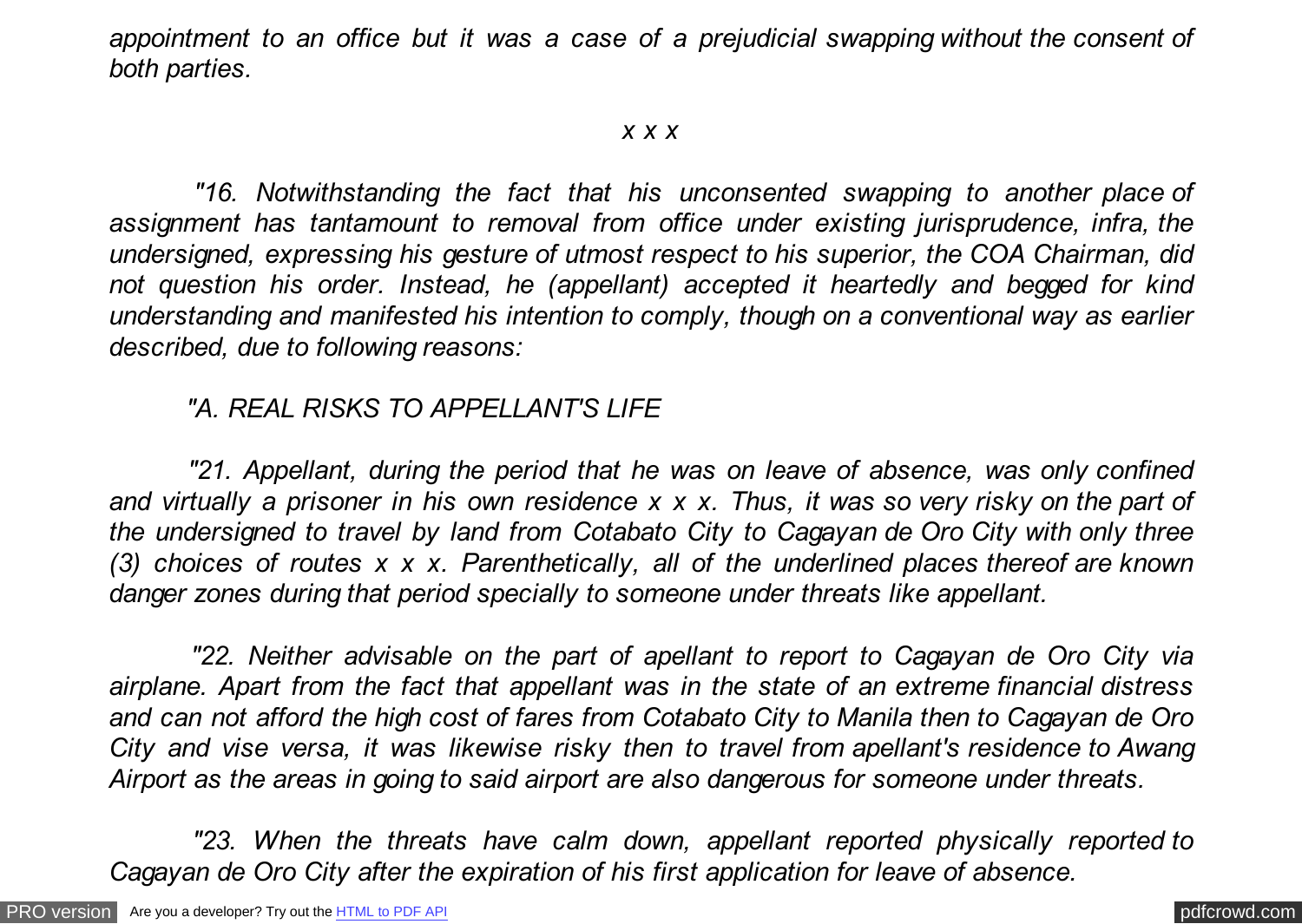*appointment to an office but it was a case of a prejudicial swapping without the consent of both parties.*

*x x x*

*"16. Notwithstanding the fact that his unconsented swapping to another place of assignment has tantamount to removal from office under existing jurisprudence, infra, the undersigned, expressing his gesture of utmost respect to his superior, the COA Chairman, did not question his order. Instead, he (appellant) accepted it heartedly and begged for kind understanding and manifested his intention to comply, though on a conventional way as earlier described, due to following reasons:*

*"A. REAL RISKS TO APPELLANT'S LIFE*

*"21. Appellant, during the period that he was on leave of absence, was only confined and virtually a prisoner in his own residence x x x. Thus, it was so very risky on the part of the undersigned to travel by land from Cotabato City to Cagayan de Oro City with only three (3) choices of routes x x x. Parenthetically, all of the underlined places thereof are known danger zones during that period specially to someone under threats like appellant.*

*"22. Neither advisable on the part of apellant to report to Cagayan de Oro City via airplane. Apart from the fact that appellant was in the state of an extreme financial distress and can not afford the high cost of fares from Cotabato City to Manila then to Cagayan de Oro City and vise versa, it was likewise risky then to travel from apellant's residence to Awang Airport as the areas in going to said airport are also dangerous for someone under threats.*

*"23. When the threats have calm down, appellant reported physically reported to Cagayan de Oro City after the expiration of his first application for leave of absence.*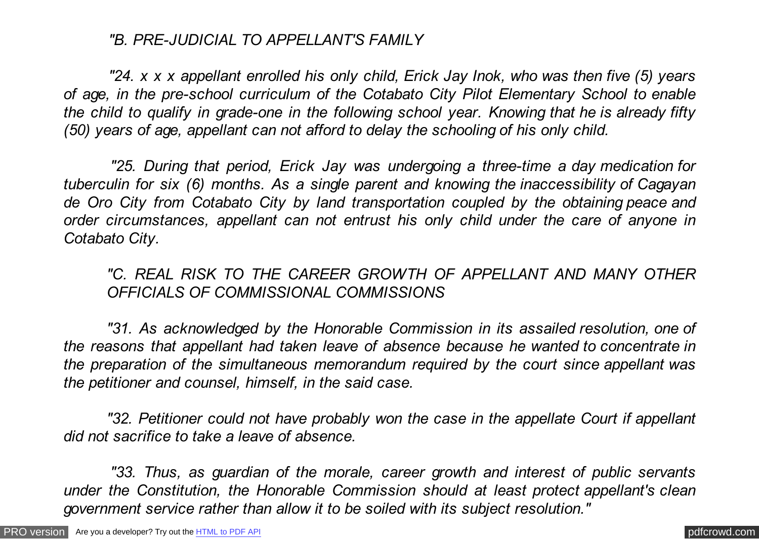*"B. PRE-JUDICIAL TO APPELLANT'S FAMILY*

*"24. x x x appellant enrolled his only child, Erick Jay Inok, who was then five (5) years of age, in the pre-school curriculum of the Cotabato City Pilot Elementary School to enable the child to qualify in grade-one in the following school year. Knowing that he is already fifty (50) years of age, appellant can not afford to delay the schooling of his only child.*

*"25. During that period, Erick Jay was undergoing a three-time a day medication for tuberculin for six (6) months. As a single parent and knowing the inaccessibility of Cagayan de Oro City from Cotabato City by land transportation coupled by the obtaining peace and order circumstances, appellant can not entrust his only child under the care of anyone in Cotabato City.*

*"C. REAL RISK TO THE CAREER GROWTH OF APPELLANT AND MANY OTHER OFFICIALS OF COMMISSIONAL COMMISSIONS*

*"31. As acknowledged by the Honorable Commission in its assailed resolution, one of the reasons that appellant had taken leave of absence because he wanted to concentrate in the preparation of the simultaneous memorandum required by the court since appellant was the petitioner and counsel, himself, in the said case.*

*"32. Petitioner could not have probably won the case in the appellate Court if appellant did not sacrifice to take a leave of absence.*

*"33. Thus, as guardian of the morale, career growth and interest of public servants under the Constitution, the Honorable Commission should at least protect appellant's clean government service rather than allow it to be soiled with its subject resolution."*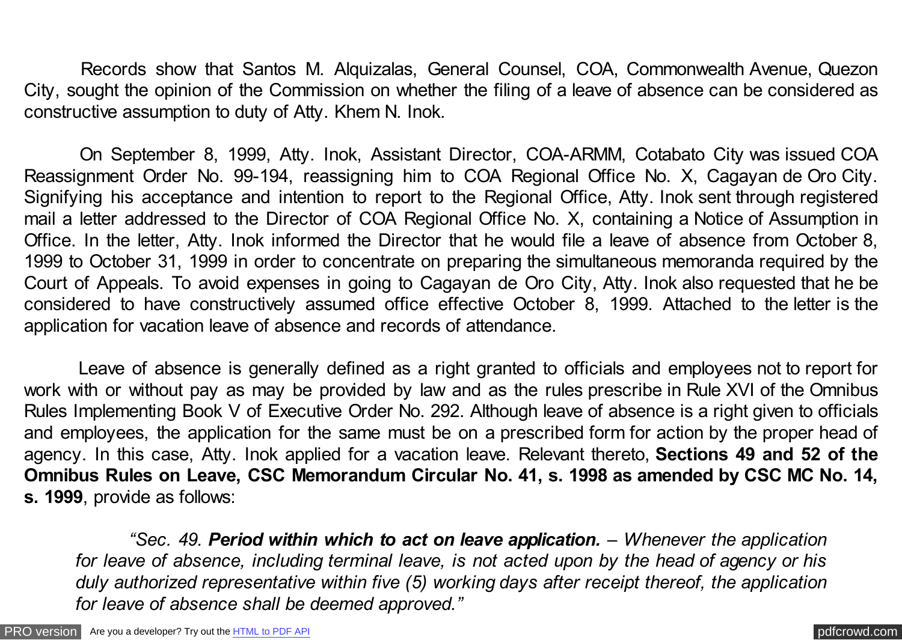Records show that Santos M. Alquizalas, General Counsel, COA, Commonwealth Avenue, Quezon City, sought the opinion of the Commission on whether the filing of a leave of absence can be considered as constructive assumption to duty of Atty. Khem N. Inok.

On September 8, 1999, Atty. Inok, Assistant Director, COA-ARMM, Cotabato City was issued COA Reassignment Order No. 99-194, reassigning him to COA Regional Office No. X, Cagayan de Oro City. Signifying his acceptance and intention to report to the Regional Office, Atty. Inok sent through registered mail a letter addressed to the Director of COA Regional Office No. X, containing a Notice of Assumption in Office. In the letter, Atty. Inok informed the Director that he would file a leave of absence from October 8, 1999 to October 31, 1999 in order to concentrate on preparing the simultaneous memoranda required by the Court of Appeals. To avoid expenses in going to Cagayan de Oro City, Atty. Inok also requested that he be considered to have constructively assumed office effective October 8, 1999. Attached to the letter is the application for vacation leave of absence and records of attendance.

Leave of absence is generally defined as a right granted to officials and employees not to report for work with or without pay as may be provided by law and as the rules prescribe in Rule XVI of the Omnibus Rules Implementing Book V of Executive Order No. 292. Although leave of absence is a right given to officials and employees, the application for the same must be on a prescribed form for action by the proper head of agency. In this case, Atty. Inok applied for a vacation leave. Relevant thereto, **Sections 49 and 52 of the Omnibus Rules on Leave, CSC Memorandum Circular No. 41, s. 1998 as amended by CSC MC No. 14, s. 1999**, provide as follows:

> *"Sec. 49.* ***Period within which to act on leave application.*** *– Whenever the application for leave of absence, including terminal leave, is not acted upon by the head of agency or his duly authorized representative within five (5) working days after receipt thereof, the application for leave of absence shall be deemed approved."*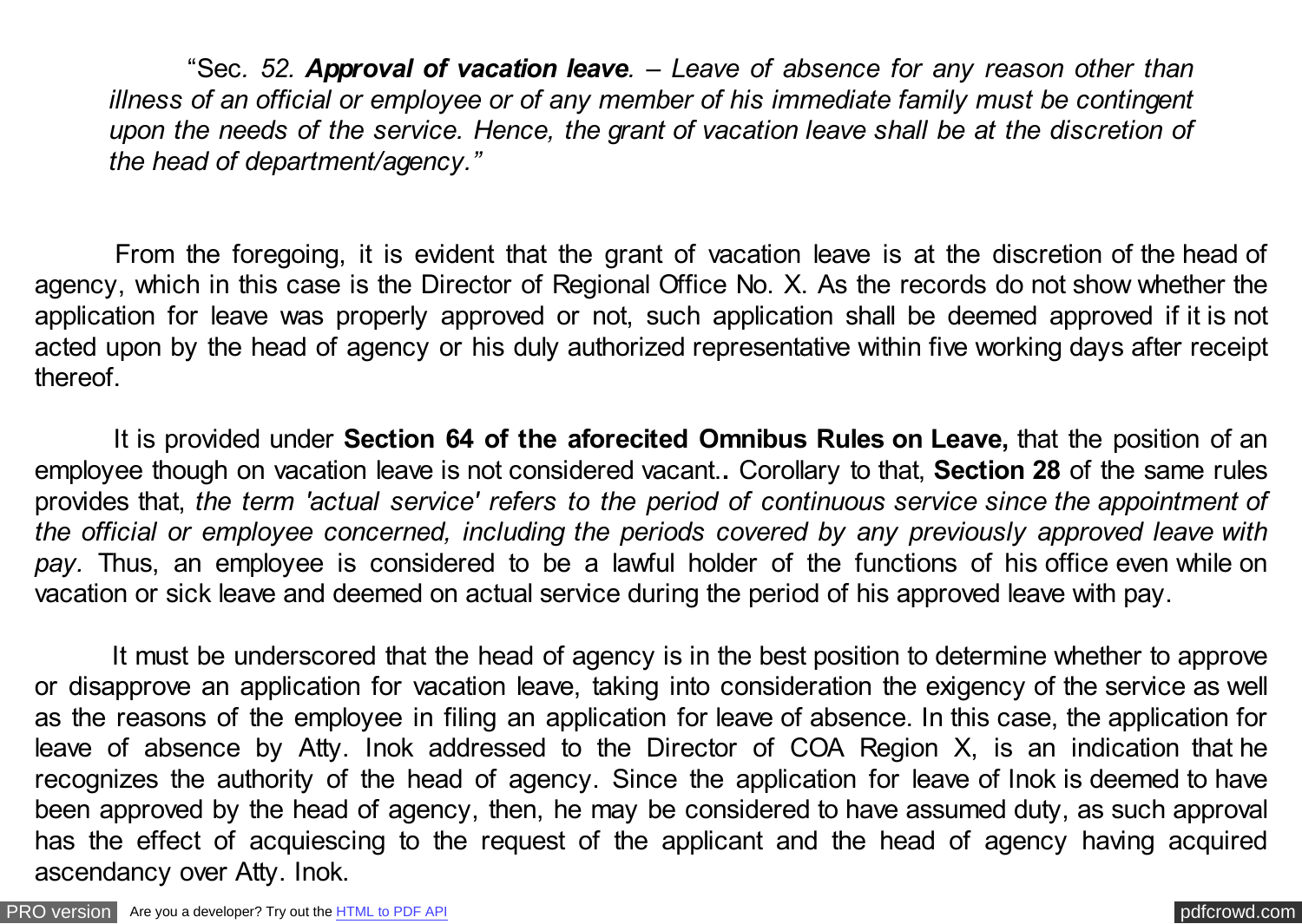"Sec*. 52.* ***Approval of vacation leave****. – Leave of absence for any reason other than illness of an official or employee or of any member of his immediate family must be contingent upon the needs of the service. Hence, the grant of vacation leave shall be at the discretion of the head of department/agency."*

From the foregoing, it is evident that the grant of vacation leave is at the discretion of the head of agency, which in this case is the Director of Regional Office No. X. As the records do not show whether the application for leave was properly approved or not, such application shall be deemed approved if it is not acted upon by the head of agency or his duly authorized representative within five working days after receipt thereof.

It is provided under **Section 64 of the aforecited Omnibus Rules on Leave,** that the position of an employee though on vacation leave is not considered vacant.**.** Corollary to that, **Section 28** of the same rules provides that, *the term 'actual service' refers to the period of continuous service since the appointment of the official or employee concerned, including the periods covered by any previously approved leave with pay.* Thus, an employee is considered to be a lawful holder of the functions of his office even while on vacation or sick leave and deemed on actual service during the period of his approved leave with pay.

It must be underscored that the head of agency is in the best position to determine whether to approve or disapprove an application for vacation leave, taking into consideration the exigency of the service as well as the reasons of the employee in filing an application for leave of absence. In this case, the application for leave of absence by Atty. Inok addressed to the Director of COA Region X, is an indication that he recognizes the authority of the head of agency. Since the application for leave of Inok is deemed to have been approved by the head of agency, then, he may be considered to have assumed duty, as such approval has the effect of acquiescing to the request of the applicant and the head of agency having acquired ascendancy over Atty. Inok.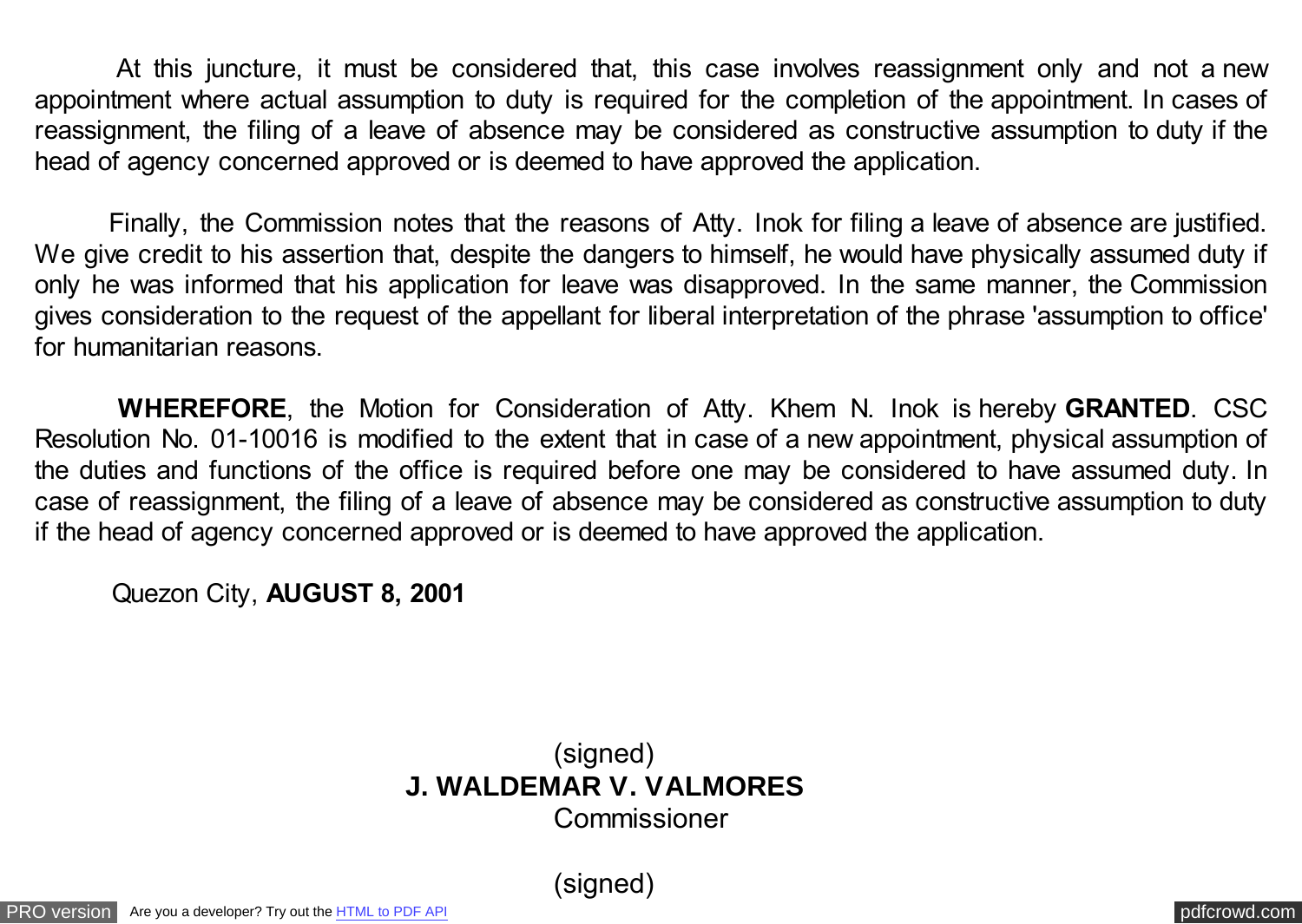At this juncture, it must be considered that, this case involves reassignment only and not a new appointment where actual assumption to duty is required for the completion of the appointment. In cases of reassignment, the filing of a leave of absence may be considered as constructive assumption to duty if the head of agency concerned approved or is deemed to have approved the application.

Finally, the Commission notes that the reasons of Atty. Inok for filing a leave of absence are justified. We give credit to his assertion that, despite the dangers to himself, he would have physically assumed duty if only he was informed that his application for leave was disapproved. In the same manner, the Commission gives consideration to the request of the appellant for liberal interpretation of the phrase 'assumption to office' for humanitarian reasons.

**WHEREFORE**, the Motion for Consideration of Atty. Khem N. Inok is hereby **GRANTED**. CSC Resolution No. 01-10016 is modified to the extent that in case of a new appointment, physical assumption of the duties and functions of the office is required before one may be considered to have assumed duty. In case of reassignment, the filing of a leave of absence may be considered as constructive assumption to duty if the head of agency concerned approved or is deemed to have approved the application.

Quezon City, **AUGUST 8, 2001**

(signed)
**J. WALDEMAR V. VALMORES**
Commissioner

(signed)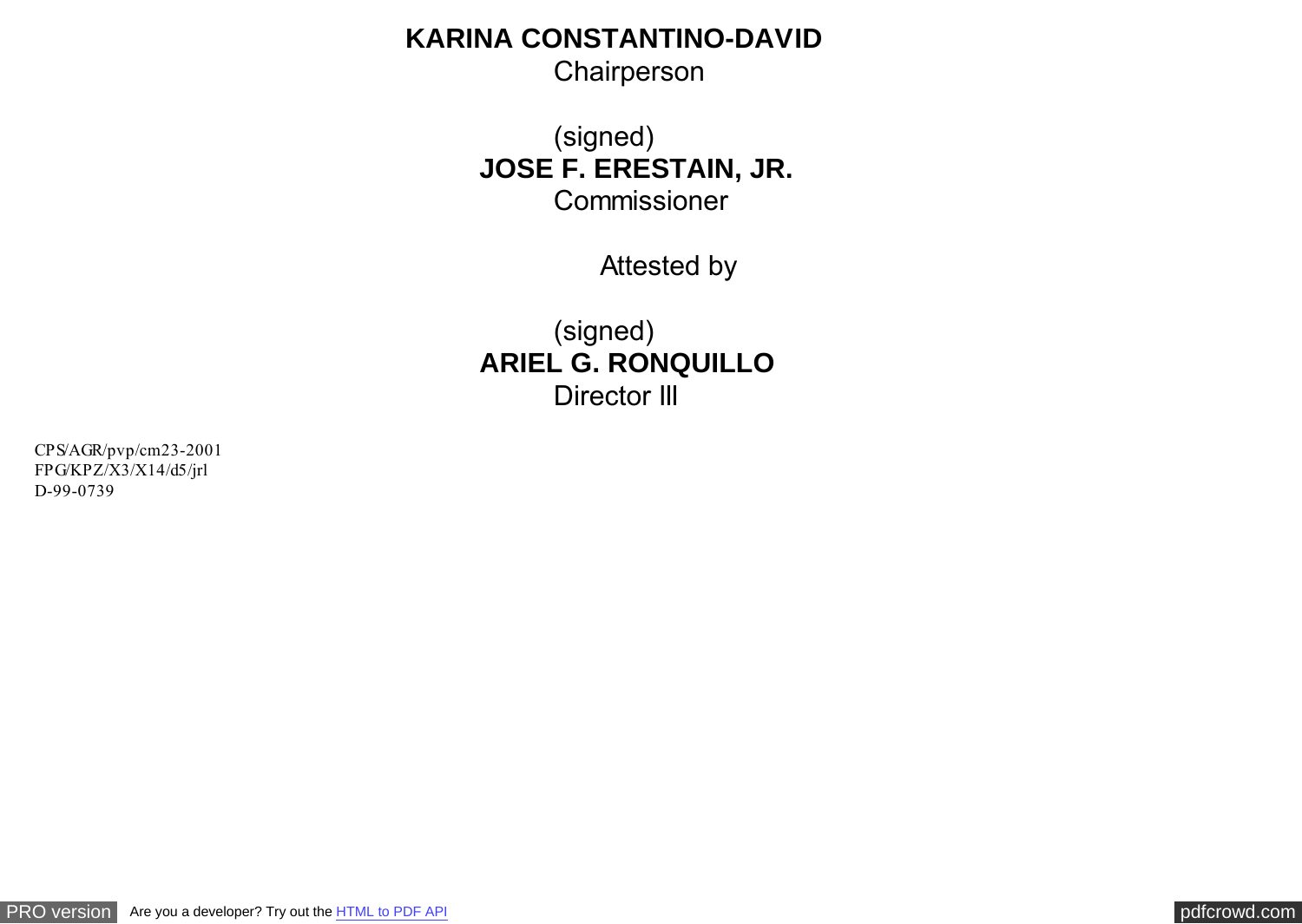**KARINA CONSTANTINO-DAVID**
Chairperson

(signed)
**JOSE F. ERESTAIN, JR.**
Commissioner

Attested by

(signed)
**ARIEL G. RONQUILLO**
Director III

CPS/AGR/pvp/cm23-2001
FPG/KPZ/X3/X14/d5/jrl
D-99-0739